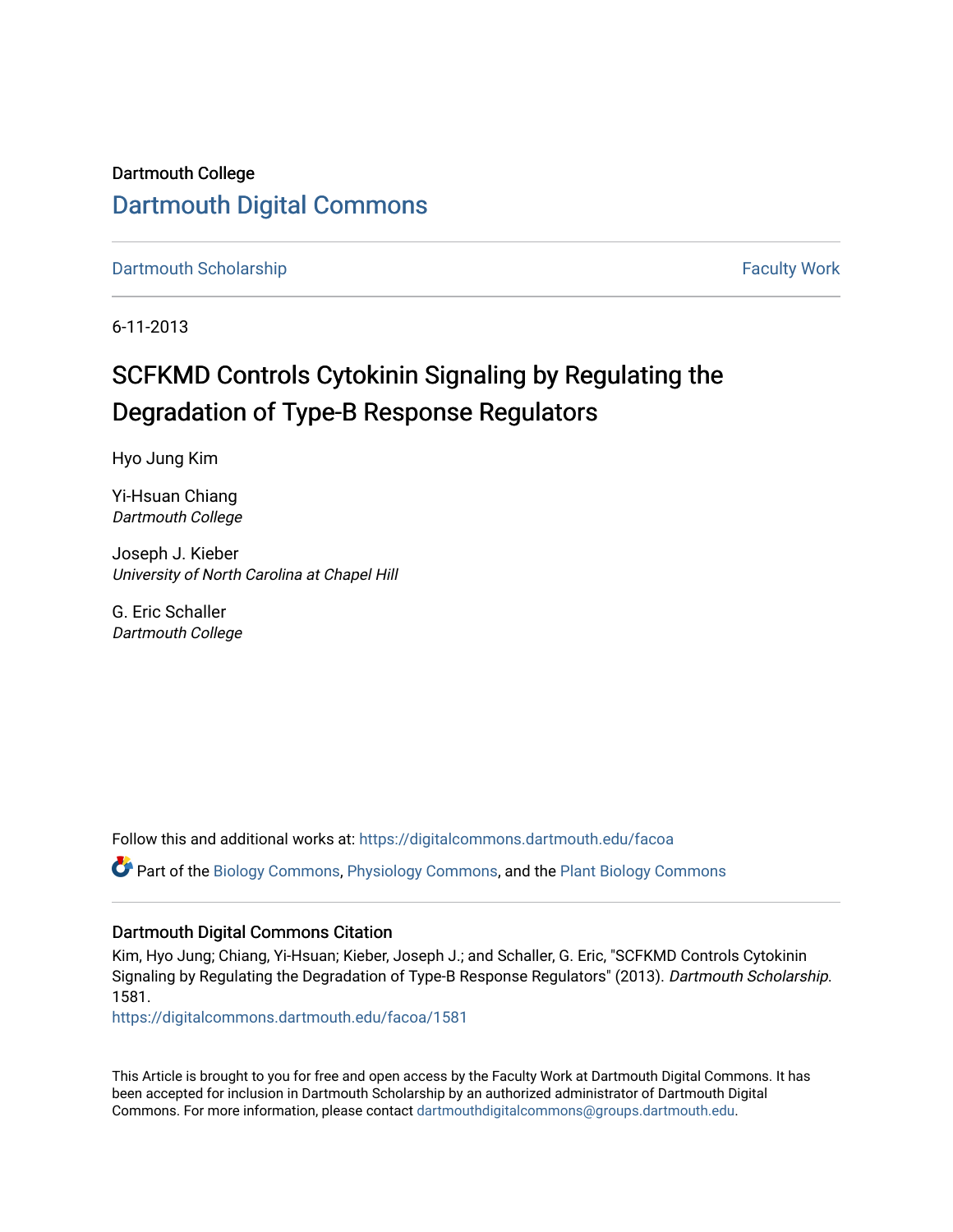Dartmouth College

# Dartmouth Digital Commons

Dartmouth Scholarship | Faculty Work

6-11-2013

# SCFKMD Controls Cytokinin Signaling by Regulating the Degradation of Type-B Response Regulators

Hyo Jung Kim

Yi-Hsuan Chiang
*Dartmouth College*

Joseph J. Kieber
*University of North Carolina at Chapel Hill*

G. Eric Schaller
*Dartmouth College*

Follow this and additional works at: https://digitalcommons.dartmouth.edu/facoa

Part of the Biology Commons, Physiology Commons, and the Plant Biology Commons

## Dartmouth Digital Commons Citation

Kim, Hyo Jung; Chiang, Yi-Hsuan; Kieber, Joseph J.; and Schaller, G. Eric, "SCFKMD Controls Cytokinin Signaling by Regulating the Degradation of Type-B Response Regulators" (2013). *Dartmouth Scholarship*. 1581.
https://digitalcommons.dartmouth.edu/facoa/1581

This Article is brought to you for free and open access by the Faculty Work at Dartmouth Digital Commons. It has been accepted for inclusion in Dartmouth Scholarship by an authorized administrator of Dartmouth Digital Commons. For more information, please contact dartmouthdigitalcommons@groups.dartmouth.edu.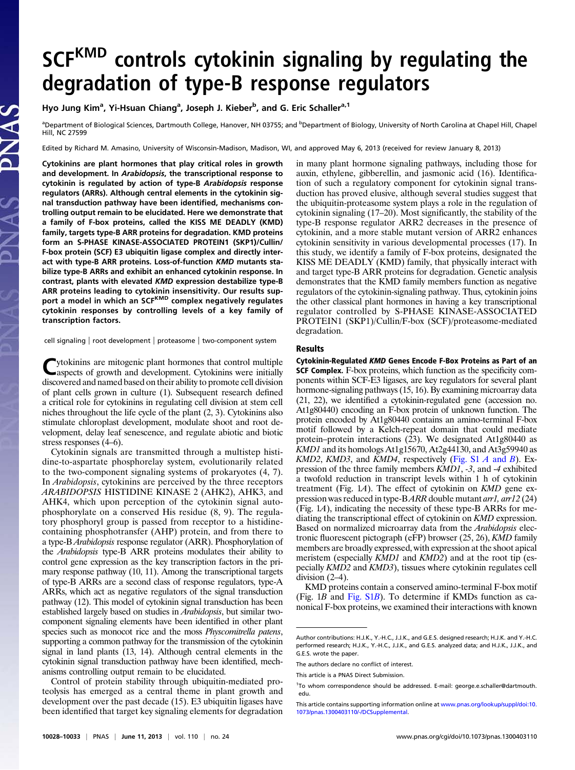# SCF$^{KMD}$ controls cytokinin signaling by regulating the degradation of type-B response regulators

Hyo Jung Kim[a], Yi-Hsuan Chiang[a], Joseph J. Kieber[b], and G. Eric Schaller[a,1]

[a]Department of Biological Sciences, Dartmouth College, Hanover, NH 03755; and [b]Department of Biology, University of North Carolina at Chapel Hill, Chapel Hill, NC 27599

Edited by Richard M. Amasino, University of Wisconsin-Madison, Madison, WI, and approved May 6, 2013 (received for review January 8, 2013)

**Cytokinins are plant hormones that play critical roles in growth and development. In *Arabidopsis*, the transcriptional response to cytokinin is regulated by action of type-B *Arabidopsis* response regulators (ARRs). Although central elements in the cytokinin signal transduction pathway have been identified, mechanisms controlling output remain to be elucidated. Here we demonstrate that a family of F-box proteins, called the KISS ME DEADLY (KMD) family, targets type-B ARR proteins for degradation. KMD proteins form an S-PHASE KINASE-ASSOCIATED PROTEIN1 (SKP1)/Cullin/F-box protein (SCF) E3 ubiquitin ligase complex and directly interact with type-B ARR proteins. Loss-of-function *KMD* mutants stabilize type-B ARRs and exhibit an enhanced cytokinin response. In contrast, plants with elevated *KMD* expression destabilize type-B ARR proteins leading to cytokinin insensitivity. Our results support a model in which an SCF$^{KMD}$ complex negatively regulates cytokinin responses by controlling levels of a key family of transcription factors.**

cell signaling | root development | proteasome | two-component system

Cytokinins are mitogenic plant hormones that control multiple aspects of growth and development. Cytokinins were initially discovered and named based on their ability to promote cell division of plant cells grown in culture (1). Subsequent research defined a critical role for cytokinins in regulating cell division at stem cell niches throughout the life cycle of the plant (2, 3). Cytokinins also stimulate chloroplast development, modulate shoot and root development, delay leaf senescence, and regulate abiotic and biotic stress responses (4–6).

Cytokinin signals are transmitted through a multistep histidine-to-aspartate phosphorelay system, evolutionarily related to the two-component signaling systems of prokaryotes (4, 7). In *Arabidopsis*, cytokinins are perceived by the three receptors *ARABIDOPSIS* HISTIDINE KINASE 2 (AHK2), AHK3, and AHK4, which upon perception of the cytokinin signal autophosphorylate on a conserved His residue (8, 9). The regulatory phosphoryl group is passed from receptor to a histidine-containing phosphotransfer (AHP) protein, and from there to a type-B *Arabidopsis* response regulator (ARR). Phosphorylation of the *Arabidopsis* type-B ARR proteins modulates their ability to control gene expression as the key transcription factors in the primary response pathway (10, 11). Among the transcriptional targets of type-B ARRs are a second class of response regulators, type-A ARRs, which act as negative regulators of the signal transduction pathway (12). This model of cytokinin signal transduction has been established largely based on studies in *Arabidopsis*, but similar two-component signaling elements have been identified in other plant species such as monocot rice and the moss *Physcomitrella patens*, supporting a common pathway for the transmission of the cytokinin signal in land plants (13, 14). Although central elements in the cytokinin signal transduction pathway have been identified, mechanisms controlling output remain to be elucidated.

Control of protein stability through ubiquitin-mediated proteolysis has emerged as a central theme in plant growth and development over the past decade (15). E3 ubiquitin ligases have been identified that target key signaling elements for degradation in many plant hormone signaling pathways, including those for auxin, ethylene, gibberellin, and jasmonic acid (16). Identification of such a regulatory component for cytokinin signal transduction has proved elusive, although several studies suggest that the ubiquitin-proteasome system plays a role in the regulation of cytokinin signaling (17–20). Most significantly, the stability of the type-B response regulator ARR2 decreases in the presence of cytokinin, and a more stable mutant version of ARR2 enhances cytokinin sensitivity in various developmental processes (17). In this study, we identify a family of F-box proteins, designated the KISS ME DEADLY (KMD) family, that physically interact with and target type-B ARR proteins for degradation. Genetic analysis demonstrates that the KMD family members function as negative regulators of the cytokinin-signaling pathway. Thus, cytokinin joins the other classical plant hormones in having a key transcriptional regulator controlled by S-PHASE KINASE-ASSOCIATED PROTEIN1 (SKP1)/Cullin/F-box (SCF)/proteasome-mediated degradation.

## Results

**Cytokinin-Regulated *KMD* Genes Encode F-Box Proteins as Part of an SCF Complex.** F-box proteins, which function as the specificity components within SCF-E3 ligases, are key regulators for several plant hormone-signaling pathways (15, 16). By examining microarray data (21, 22), we identified a cytokinin-regulated gene (accession no. At1g80440) encoding an F-box protein of unknown function. The protein encoded by At1g80440 contains an amino-terminal F-box motif followed by a Kelch-repeat domain that could mediate protein–protein interactions (23). We designated At1g80440 as *KMD1* and its homologs At1g15670, At2g44130, and At3g59940 as *KMD2*, *KMD3*, and *KMD4*, respectively (Fig. S1 *A* and *B*). Expression of the three family members *KMD1*, *-3*, and *-4* exhibited a twofold reduction in transcript levels within 1 h of cytokinin treatment (Fig. 1*A*). The effect of cytokinin on *KMD* gene expression was reduced in type-B *ARR* double mutant *arr1, arr12* (24) (Fig. 1*A*), indicating the necessity of these type-B ARRs for mediating the transcriptional effect of cytokinin on *KMD* expression. Based on normalized microarray data from the *Arabidopsis* electronic fluorescent pictograph (eFP) browser (25, 26), *KMD* family members are broadly expressed, with expression at the shoot apical meristem (especially *KMD1* and *KMD2*) and at the root tip (especially *KMD2* and *KMD3*), tissues where cytokinin regulates cell division (2–4).

KMD proteins contain a conserved amino-terminal F-box motif (Fig. 1*B* and Fig. S1*B*). To determine if KMDs function as canonical F-box proteins, we examined their interactions with known

Author contributions: H.J.K., Y.-H.C., J.J.K., and G.E.S. designed research; H.J.K. and Y.-H.C. performed research; H.J.K., Y.-H.C., J.J.K., and G.E.S. analyzed data; and H.J.K., J.J.K., and G.E.S. wrote the paper.

The authors declare no conflict of interest.

This article is a PNAS Direct Submission.

[1]To whom correspondence should be addressed. E-mail: george.e.schaller@dartmouth.edu.

This article contains supporting information online at www.pnas.org/lookup/suppl/doi:10.1073/pnas.1300403110/-/DCSupplemental.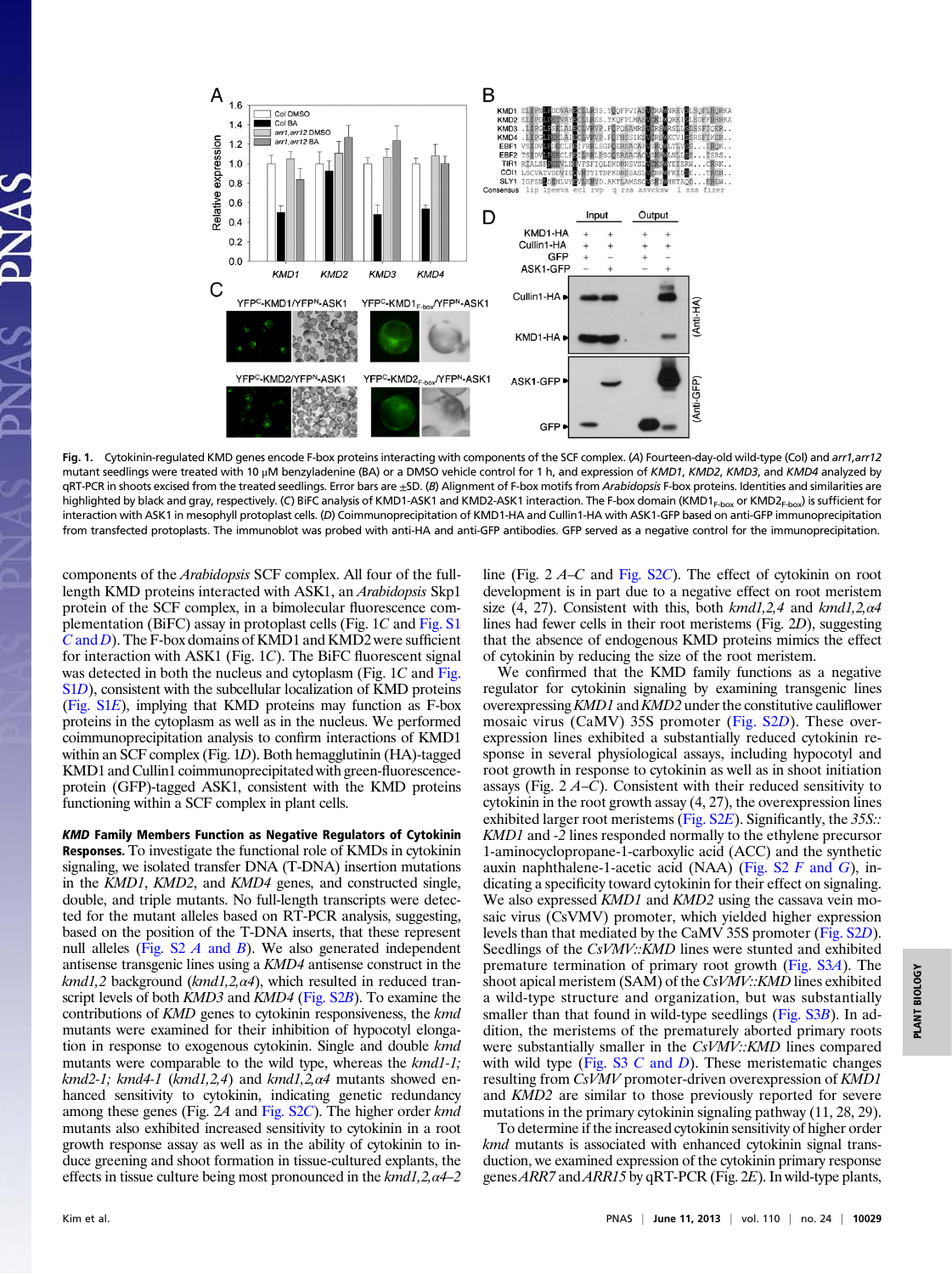**Fig. 1.** Cytokinin-regulated KMD genes encode F-box proteins interacting with components of the SCF complex. (*A*) Fourteen-day-old wild-type (Col) and *arr1,arr12* mutant seedlings were treated with 10 μM benzyladenine (BA) or a DMSO vehicle control for 1 h, and expression of *KMD1*, *KMD2*, *KMD3*, and *KMD4* analyzed by qRT-PCR in shoots excised from the treated seedlings. Error bars are ±SD. (*B*) Alignment of F-box motifs from *Arabidopsis* F-box proteins. Identities and similarities are highlighted by black and gray, respectively. (*C*) BiFC analysis of KMD1-ASK1 and KMD2-ASK1 interaction. The F-box domain ($KMD1_{F\text{-}box}$ or $KMD2_{F\text{-}box}$) is sufficient for interaction with ASK1 in mesophyll protoplast cells. (*D*) Coimmunoprecipitation of KMD1-HA and Cullin1-HA with ASK1-GFP based on anti-GFP immunoprecipitation from transfected protoplasts. The immunoblot was probed with anti-HA and anti-GFP antibodies. GFP served as a negative control for the immunoprecipitation.

components of the *Arabidopsis* SCF complex. All four of the full-length KMD proteins interacted with ASK1, an *Arabidopsis* Skp1 protein of the SCF complex, in a bimolecular fluorescence complementation (BiFC) assay in protoplast cells (Fig. 1*C* and Fig. S1 *C* and *D*). The F-box domains of KMD1 and KMD2 were sufficient for interaction with ASK1 (Fig. 1*C*). The BiFC fluorescent signal was detected in both the nucleus and cytoplasm (Fig. 1*C* and Fig. S1*D*), consistent with the subcellular localization of KMD proteins (Fig. S1*E*), implying that KMD proteins may function as F-box proteins in the cytoplasm as well as in the nucleus. We performed coimmunoprecipitation analysis to confirm interactions of KMD1 within an SCF complex (Fig. 1*D*). Both hemagglutinin (HA)-tagged KMD1 and Cullin1 coimmunoprecipitated with green-fluorescence-protein (GFP)-tagged ASK1, consistent with the KMD proteins functioning within a SCF complex in plant cells.

**KMD Family Members Function as Negative Regulators of Cytokinin Responses.** To investigate the functional role of KMDs in cytokinin signaling, we isolated transfer DNA (T-DNA) insertion mutations in the *KMD1*, *KMD2*, and *KMD4* genes, and constructed single, double, and triple mutants. No full-length transcripts were detected for the mutant alleles based on RT-PCR analysis, suggesting, based on the position of the T-DNA inserts, that these represent null alleles (Fig. S2 *A* and *B*). We also generated independent antisense transgenic lines using a *KMD4* antisense construct in the *kmd1,2* background (*kmd1,2,α4*), which resulted in reduced transcript levels of both *KMD3* and *KMD4* (Fig. S2*B*). To examine the contributions of *KMD* genes to cytokinin responsiveness, the *kmd* mutants were examined for their inhibition of hypocotyl elongation in response to exogenous cytokinin. Single and double *kmd* mutants were comparable to the wild type, whereas the *kmd1-1; kmd2-1; kmd4-1* (*kmd1,2,4*) and *kmd1,2,α4* mutants showed enhanced sensitivity to cytokinin, indicating genetic redundancy among these genes (Fig. 2*A* and Fig. S2*C*). The higher order *kmd* mutants also exhibited increased sensitivity to cytokinin in a root growth response assay as well as in the ability of cytokinin to induce greening and shoot formation in tissue-cultured explants, the effects in tissue culture being most pronounced in the *kmd1,2,α4–2* line (Fig. 2 *A–C* and Fig. S2*C*). The effect of cytokinin on root development is in part due to a negative effect on root meristem size (4, 27). Consistent with this, both *kmd1,2,4* and *kmd1,2,α4* lines had fewer cells in their root meristems (Fig. 2*D*), suggesting that the absence of endogenous KMD proteins mimics the effect of cytokinin by reducing the size of the root meristem.

We confirmed that the KMD family functions as a negative regulator for cytokinin signaling by examining transgenic lines overexpressing *KMD1* and *KMD2* under the constitutive cauliflower mosaic virus (CaMV) 35S promoter (Fig. S2*D*). These overexpression lines exhibited a substantially reduced cytokinin response in several physiological assays, including hypocotyl and root growth in response to cytokinin as well as in shoot initiation assays (Fig. 2 *A–C*). Consistent with their reduced sensitivity to cytokinin in the root growth assay (4, 27), the overexpression lines exhibited larger root meristems (Fig. S2*E*). Significantly, the *35S::KMD1* and *-2* lines responded normally to the ethylene precursor 1-aminocyclopropane-1-carboxylic acid (ACC) and the synthetic auxin naphthalene-1-acetic acid (NAA) (Fig. S2 *F* and *G*), indicating a specificity toward cytokinin for their effect on signaling. We also expressed *KMD1* and *KMD2* using the cassava vein mosaic virus (CsVMV) promoter, which yielded higher expression levels than that mediated by the CaMV 35S promoter (Fig. S2*D*). Seedlings of the *CsVMV::KMD* lines were stunted and exhibited premature termination of primary root growth (Fig. S3*A*). The shoot apical meristem (SAM) of the *CsVMV::KMD* lines exhibited a wild-type structure and organization, but was substantially smaller than that found in wild-type seedlings (Fig. S3*B*). In addition, the meristems of the prematurely aborted primary roots were substantially smaller in the *CsVMV::KMD* lines compared with wild type (Fig. S3 *C* and *D*). These meristematic changes resulting from *CsVMV* promoter-driven overexpression of *KMD1* and *KMD2* are similar to those previously reported for severe mutations in the primary cytokinin signaling pathway (11, 28, 29).

To determine if the increased cytokinin sensitivity of higher order *kmd* mutants is associated with enhanced cytokinin signal transduction, we examined expression of the cytokinin primary response genes *ARR7* and *ARR15* by qRT-PCR (Fig. 2*E*). In wild-type plants,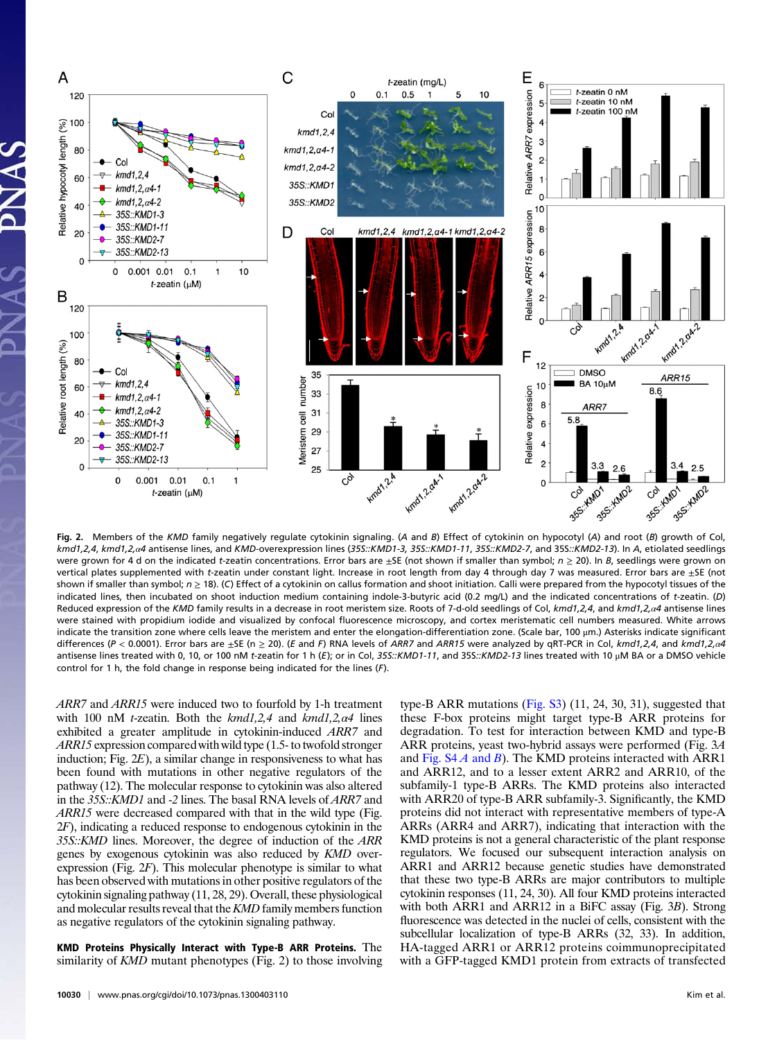**Fig. 2.** Members of the *KMD* family negatively regulate cytokinin signaling. (*A* and *B*) Effect of cytokinin on hypocotyl (*A*) and root (*B*) growth of Col, *kmd1,2,4*, *kmd1,2,α4* antisense lines, and *KMD*-overexpression lines (*35S::KMD1-3*, *35S::KMD1-11*, *35S::KMD2-7*, and 35S::*KMD2-13*). In *A*, etiolated seedlings were grown for 4 d on the indicated *t*-zeatin concentrations. Error bars are ±SE (not shown if smaller than symbol; $n \geq 18$). In *B*, seedlings were grown on vertical plates supplemented with *t*-zeatin under constant light. Increase in root length from day 4 through day 7 was measured. Error bars are ±SE (not shown if smaller than symbol; $n \geq 20$). (*C*) Effect of a cytokinin on callus formation and shoot initiation. Calli were prepared from the hypocotyl tissues of the indicated lines, then incubated on shoot induction medium containing indole-3-butyric acid (0.2 mg/L) and the indicated concentrations of *t*-zeatin. (*D*) Reduced expression of the *KMD* family results in a decrease in root meristem size. Roots of 7-d-old seedlings of Col, *kmd1,2,4*, and *kmd1,2,α4* antisense lines were stained with propidium iodide and visualized by confocal fluorescence microscopy, and cortex meristematic cell numbers measured. White arrows indicate the transition zone where cells leave the meristem and enter the elongation-differentiation zone. (Scale bar, 100 μm.) Asterisks indicate significant differences ($P < 0.0001$). Error bars are ±SE ($n \geq 20$). (*E* and *F*) RNA levels of *ARR7* and *ARR15* were analyzed by qRT-PCR in Col, *kmd1,2,4*, and *kmd1,2,α4* antisense lines treated with 0, 10, or 100 nM *t*-zeatin for 1 h (*E*); or in Col, *35S::KMD1-11*, and 35S::*KMD2-13* lines treated with 10 μM BA or a DMSO vehicle control for 1 h, the fold change in response being indicated for the lines (*F*).

*ARR7* and *ARR15* were induced two to fourfold by 1-h treatment with 100 nM *t*-zeatin. Both the *kmd1,2,4* and *kmd1,2,α4* lines exhibited a greater amplitude in cytokinin-induced *ARR7* and *ARR15* expression compared with wild type (1.5- to twofold stronger induction; Fig. 2*E*), a similar change in responsiveness to what has been found with mutations in other negative regulators of the pathway (12). The molecular response to cytokinin was also altered in the *35S::KMD1* and -*2* lines. The basal RNA levels of *ARR7* and *ARR15* were decreased compared with that in the wild type (Fig. 2*F*), indicating a reduced response to endogenous cytokinin in the *35S::KMD* lines. Moreover, the degree of induction of the *ARR* genes by exogenous cytokinin was also reduced by *KMD* overexpression (Fig. 2*F*). This molecular phenotype is similar to what has been observed with mutations in other positive regulators of the cytokinin signaling pathway (11, 28, 29). Overall, these physiological and molecular results reveal that the *KMD* family members function as negative regulators of the cytokinin signaling pathway.

**KMD Proteins Physically Interact with Type-B ARR Proteins.** The similarity of *KMD* mutant phenotypes (Fig. 2) to those involving type-B ARR mutations (Fig. S3) (11, 24, 30, 31), suggested that these F-box proteins might target type-B ARR proteins for degradation. To test for interaction between KMD and type-B ARR proteins, yeast two-hybrid assays were performed (Fig. 3*A* and Fig. S4 *A* and *B*). The KMD proteins interacted with ARR1 and ARR12, and to a lesser extent ARR2 and ARR10, of the subfamily-1 type-B ARRs. The KMD proteins also interacted with ARR20 of type-B ARR subfamily-3. Significantly, the KMD proteins did not interact with representative members of type-A ARRs (ARR4 and ARR7), indicating that interaction with the KMD proteins is not a general characteristic of the plant response regulators. We focused our subsequent interaction analysis on ARR1 and ARR12 because genetic studies have demonstrated that these two type-B ARRs are major contributors to multiple cytokinin responses (11, 24, 30). All four KMD proteins interacted with both ARR1 and ARR12 in a BiFC assay (Fig. 3*B*). Strong fluorescence was detected in the nuclei of cells, consistent with the subcellular localization of type-B ARRs (32, 33). In addition, HA-tagged ARR1 or ARR12 proteins coimmunoprecipitated with a GFP-tagged KMD1 protein from extracts of transfected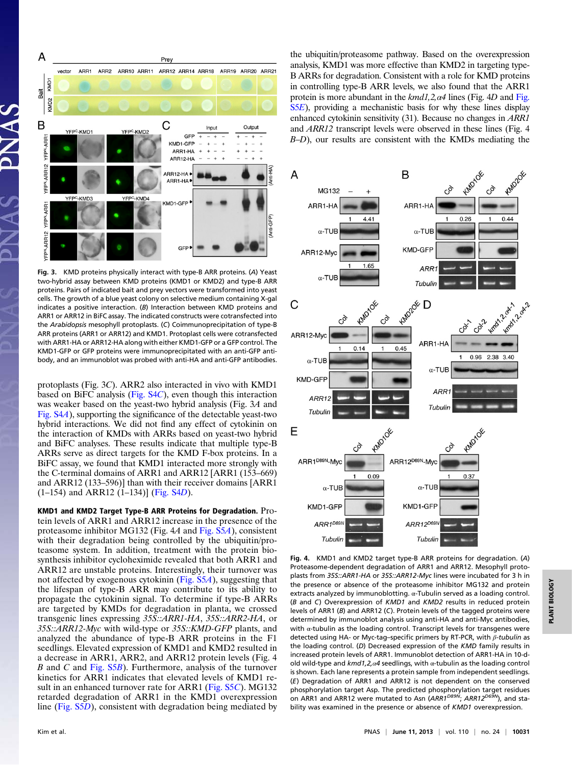Fig. 3. KMD proteins physically interact with type-B ARR proteins. (A) Yeast two-hybrid assay between KMD proteins (KMD1 or KMD2) and type-B ARR proteins. Pairs of indicated bait and prey vectors were transformed into yeast cells. The growth of a blue yeast colony on selective medium containing X-gal indicates a positive interaction. (B) Interaction between KMD proteins and ARR1 or ARR12 in BiFC assay. The indicated constructs were cotransfected into the *Arabidopsis* mesophyll protoplasts. (C) Coimmunoprecipitation of type-B ARR proteins (ARR1 or ARR12) and KMD1. Protoplast cells were cotransfected with ARR1-HA or ARR12-HA along with either KMD1-GFP or a GFP control. The KMD1-GFP or GFP proteins were immunoprecipitated with an anti-GFP antibody, and an immunoblot was probed with anti-HA and anti-GFP antibodies.

protoplasts (Fig. 3C). ARR2 also interacted in vivo with KMD1 based on BiFC analysis (Fig. S4C), even though this interaction was weaker based on the yeast-two hybrid analysis (Fig. 3A and Fig. S4A), supporting the significance of the detectable yeast-two hybrid interactions. We did not find any effect of cytokinin on the interaction of KMDs with ARRs based on yeast-two hybrid and BiFC analyses. These results indicate that multiple type-B ARRs serve as direct targets for the KMD F-box proteins. In a BiFC assay, we found that KMD1 interacted more strongly with the C-terminal domains of ARR1 and ARR12 [ARR1 (153–669) and ARR12 (133–596)] than with their receiver domains [ARR1 (1–154) and ARR12 (1–134)] (Fig. S4D).

**KMD1 and KMD2 Target Type-B ARR Proteins for Degradation.** Protein levels of ARR1 and ARR12 increase in the presence of the proteasome inhibitor MG132 (Fig. 4A and Fig. S5A), consistent with their degradation being controlled by the ubiquitin/proteasome system. In addition, treatment with the protein biosynthesis inhibitor cycloheximide revealed that both ARR1 and ARR12 are unstable proteins. Interestingly, their turnover was not affected by exogenous cytokinin (Fig. S5A), suggesting that the lifespan of type-B ARR may contribute to its ability to propagate the cytokinin signal. To determine if type-B ARRs are targeted by KMDs for degradation in planta, we crossed transgenic lines expressing *35S::ARR1-HA*, *35S::ARR2-HA*, or *35S::ARR12-Myc* with wild-type or *35S::KMD-GFP* plants, and analyzed the abundance of type-B ARR proteins in the F1 seedlings. Elevated expression of KMD1 and KMD2 resulted in a decrease in ARR1, ARR2, and ARR12 protein levels (Fig. 4 B and C and Fig. S5B). Furthermore, analysis of the turnover kinetics for ARR1 indicates that elevated levels of KMD1 result in an enhanced turnover rate for ARR1 (Fig. S5C). MG132 retarded degradation of ARR1 in the KMD1 overexpression line (Fig. S5D), consistent with degradation being mediated by the ubiquitin/proteasome pathway. Based on the overexpression analysis, KMD1 was more effective than KMD2 in targeting type-B ARRs for degradation. Consistent with a role for KMD proteins in controlling type-B ARR levels, we also found that the ARR1 protein is more abundant in the *kmd1,2,α4* lines (Fig. 4D and Fig. S5E), providing a mechanistic basis for why these lines display enhanced cytokinin sensitivity (31). Because no changes in *ARR1* and *ARR12* transcript levels were observed in these lines (Fig. 4 B–D), our results are consistent with the KMDs mediating the

Fig. 4. KMD1 and KMD2 target type-B ARR proteins for degradation. (A) Proteasome-dependent degradation of ARR1 and ARR12. Mesophyll protoplasts from *35S::ARR1-HA* or *35S::ARR12-Myc* lines were incubated for 3 h in the presence or absence of the proteasome inhibitor MG132 and protein extracts analyzed by immunoblotting. α-Tubulin served as a loading control. (B and C) Overexpression of *KMD1* and *KMD2* results in reduced protein levels of ARR1 (B) and ARR12 (C). Protein levels of the tagged proteins were determined by immunoblot analysis using anti-HA and anti-Myc antibodies, with α-tubulin as the loading control. Transcript levels for transgenes were detected using HA- or Myc-tag–specific primers by RT-PCR, with *β-tubulin* as the loading control. (D) Decreased expression of the *KMD* family results in increased protein levels of ARR1. Immunoblot detection of ARR1-HA in 10-d-old wild-type and *kmd1,2,α4* seedlings, with α-tubulin as the loading control is shown. Each lane represents a protein sample from independent seedlings. (E) Degradation of ARR1 and ARR12 is not dependent on the conserved phosphorylation target Asp. The predicted phosphorylation target residues on ARR1 and ARR12 were mutated to Asn ($ARR1^{D89N}$; $ARR12^{D69N}$), and stability was examined in the presence or absence of *KMD1* overexpression.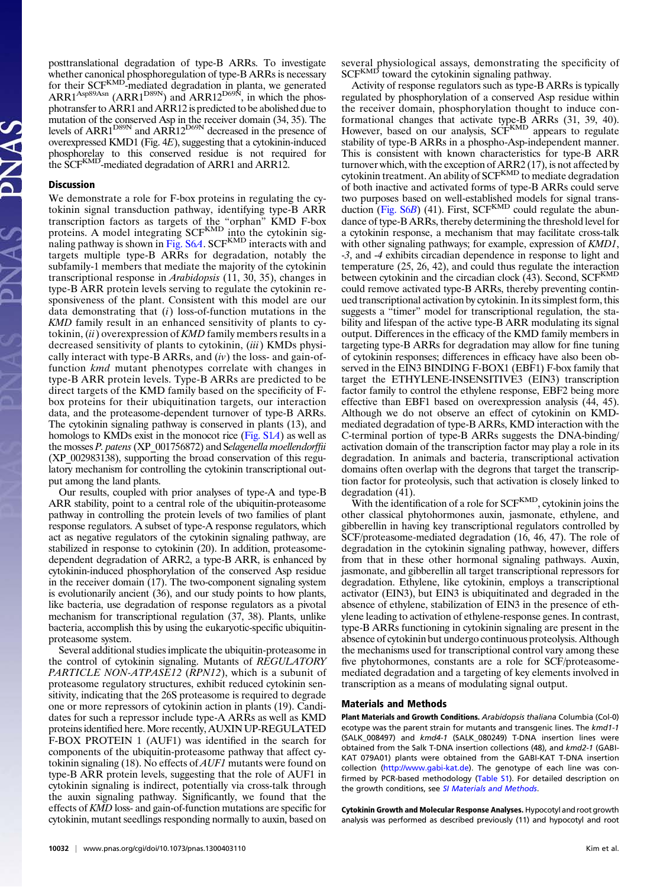posttranslational degradation of type-B ARRs. To investigate whether canonical phosphoregulation of type-B ARRs is necessary for their SCF$^{KMD}$-mediated degradation in planta, we generated ARR1$^{Asp89Asn}$ (ARR1$^{D89N}$) and ARR12$^{D69N}$, in which the phosphotransfer to ARR1 and ARR12 is predicted to be abolished due to mutation of the conserved Asp in the receiver domain (34, 35). The levels of ARR1$^{D89N}$ and ARR12$^{D69N}$ decreased in the presence of overexpressed KMD1 (Fig. 4*E*), suggesting that a cytokinin-induced phosphorelay to this conserved residue is not required for the SCF$^{KMD}$-mediated degradation of ARR1 and ARR12.

## Discussion

We demonstrate a role for F-box proteins in regulating the cytokinin signal transduction pathway, identifying type-B ARR transcription factors as targets of the "orphan" KMD F-box proteins. A model integrating SCF$^{KMD}$ into the cytokinin signaling pathway is shown in Fig. S6*A*. SCF$^{KMD}$ interacts with and targets multiple type-B ARRs for degradation, notably the subfamily-1 members that mediate the majority of the cytokinin transcriptional response in *Arabidopsis* (11, 30, 35), changes in type-B ARR protein levels serving to regulate the cytokinin responsiveness of the plant. Consistent with this model are our data demonstrating that (*i*) loss-of-function mutations in the *KMD* family result in an enhanced sensitivity of plants to cytokinin, (*ii*) overexpression of *KMD* family members results in a decreased sensitivity of plants to cytokinin, (*iii*) KMDs physically interact with type-B ARRs, and (*iv*) the loss- and gain-of-function *kmd* mutant phenotypes correlate with changes in type-B ARR protein levels. Type-B ARRs are predicted to be direct targets of the KMD family based on the specificity of F-box proteins for their ubiquitination targets, our interaction data, and the proteasome-dependent turnover of type-B ARRs. The cytokinin signaling pathway is conserved in plants (13), and homologs to KMDs exist in the monocot rice (Fig. S1*A*) as well as the mosses *P. patens* (XP_001756872) and *Selagenella moellendorffii* (XP_002983138), supporting the broad conservation of this regulatory mechanism for controlling the cytokinin transcriptional output among the land plants.

Our results, coupled with prior analyses of type-A and type-B ARR stability, point to a central role of the ubiquitin-proteasome pathway in controlling the protein levels of two families of plant response regulators. A subset of type-A response regulators, which act as negative regulators of the cytokinin signaling pathway, are stabilized in response to cytokinin (20). In addition, proteasome-dependent degradation of ARR2, a type-B ARR, is enhanced by cytokinin-induced phosphorylation of the conserved Asp residue in the receiver domain (17). The two-component signaling system is evolutionarily ancient (36), and our study points to how plants, like bacteria, use degradation of response regulators as a pivotal mechanism for transcriptional regulation (37, 38). Plants, unlike bacteria, accomplish this by using the eukaryotic-specific ubiquitin-proteasome system.

Several additional studies implicate the ubiquitin-proteasome in the control of cytokinin signaling. Mutants of *REGULATORY PARTICLE NON-ATPASE12* (*RPN12*), which is a subunit of proteasome regulatory structures, exhibit reduced cytokinin sensitivity, indicating that the 26S proteasome is required to degrade one or more repressors of cytokinin action in plants (19). Candidates for such a repressor include type-A ARRs as well as KMD proteins identified here. More recently, AUXIN UP-REGULATED F-BOX PROTEIN 1 (AUF1) was identified in the search for components of the ubiquitin-proteasome pathway that affect cytokinin signaling (18). No effects of *AUF1* mutants were found on type-B ARR protein levels, suggesting that the role of AUF1 in cytokinin signaling is indirect, potentially via cross-talk through the auxin signaling pathway. Significantly, we found that the effects of *KMD* loss- and gain-of-function mutations are specific for cytokinin, mutant seedlings responding normally to auxin, based on several physiological assays, demonstrating the specificity of SCF$^{KMD}$ toward the cytokinin signaling pathway.

Activity of response regulators such as type-B ARRs is typically regulated by phosphorylation of a conserved Asp residue within the receiver domain, phosphorylation thought to induce conformational changes that activate type-B ARRs (31, 39, 40). However, based on our analysis, SCF$^{KMD}$ appears to regulate stability of type-B ARRs in a phospho-Asp-independent manner. This is consistent with known characteristics for type-B ARR turnover which, with the exception of ARR2 (17), is not affected by cytokinin treatment. An ability of SCF$^{KMD}$ to mediate degradation of both inactive and activated forms of type-B ARRs could serve two purposes based on well-established models for signal transduction (Fig. S6*B*) (41). First, SCF$^{KMD}$ could regulate the abundance of type-B ARRs, thereby determining the threshold level for a cytokinin response, a mechanism that may facilitate cross-talk with other signaling pathways; for example, expression of *KMD1*, *-3*, and *-4* exhibits circadian dependence in response to light and temperature (25, 26, 42), and could thus regulate the interaction between cytokinin and the circadian clock (43). Second, SCF$^{KMD}$ could remove activated type-B ARRs, thereby preventing continued transcriptional activation by cytokinin. In its simplest form, this suggests a "timer" model for transcriptional regulation, the stability and lifespan of the active type-B ARR modulating its signal output. Differences in the efficacy of the KMD family members in targeting type-B ARRs for degradation may allow for fine tuning of cytokinin responses; differences in efficacy have also been observed in the EIN3 BINDING F-BOX1 (EBF1) F-box family that target the ETHYLENE-INSENSITIVE3 (EIN3) transcription factor family to control the ethylene response, EBF2 being more effective than EBF1 based on overexpression analysis (44, 45). Although we do not observe an effect of cytokinin on KMD-mediated degradation of type-B ARRs, KMD interaction with the C-terminal portion of type-B ARRs suggests the DNA-binding/activation domain of the transcription factor may play a role in its degradation. In animals and bacteria, transcriptional activation domains often overlap with the degrons that target the transcription factor for proteolysis, such that activation is closely linked to degradation (41).

With the identification of a role for SCF$^{KMD}$, cytokinin joins the other classical phytohormones auxin, jasmonate, ethylene, and gibberellin in having key transcriptional regulators controlled by SCF/proteasome-mediated degradation (16, 46, 47). The role of degradation in the cytokinin signaling pathway, however, differs from that in these other hormonal signaling pathways. Auxin, jasmonate, and gibberellin all target transcriptional repressors for degradation. Ethylene, like cytokinin, employs a transcriptional activator (EIN3), but EIN3 is ubiquitinated and degraded in the absence of ethylene, stabilization of EIN3 in the presence of ethylene leading to activation of ethylene-response genes. In contrast, type-B ARRs functioning in cytokinin signaling are present in the absence of cytokinin but undergo continuous proteolysis. Although the mechanisms used for transcriptional control vary among these five phytohormones, constants are a role for SCF/proteasome-mediated degradation and a targeting of key elements involved in transcription as a means of modulating signal output.

## Materials and Methods

**Plant Materials and Growth Conditions.** *Arabidopsis thaliana* Columbia (Col-0) ecotype was the parent strain for mutants and transgenic lines. The *kmd1-1* (SALK_008497) and *kmd4-1* (SALK_080249) T-DNA insertion lines were obtained from the Salk T-DNA insertion collections (48), and *kmd2-1* (GABI-KAT 079A01) plants were obtained from the GABI-KAT T-DNA insertion collection (http://www.gabi-kat.de). The genotype of each line was confirmed by PCR-based methodology (Table S1). For detailed description on the growth conditions, see *SI Materials and Methods*.

**Cytokinin Growth and Molecular Response Analyses.** Hypocotyl and root growth analysis was performed as described previously (11) and hypocotyl and root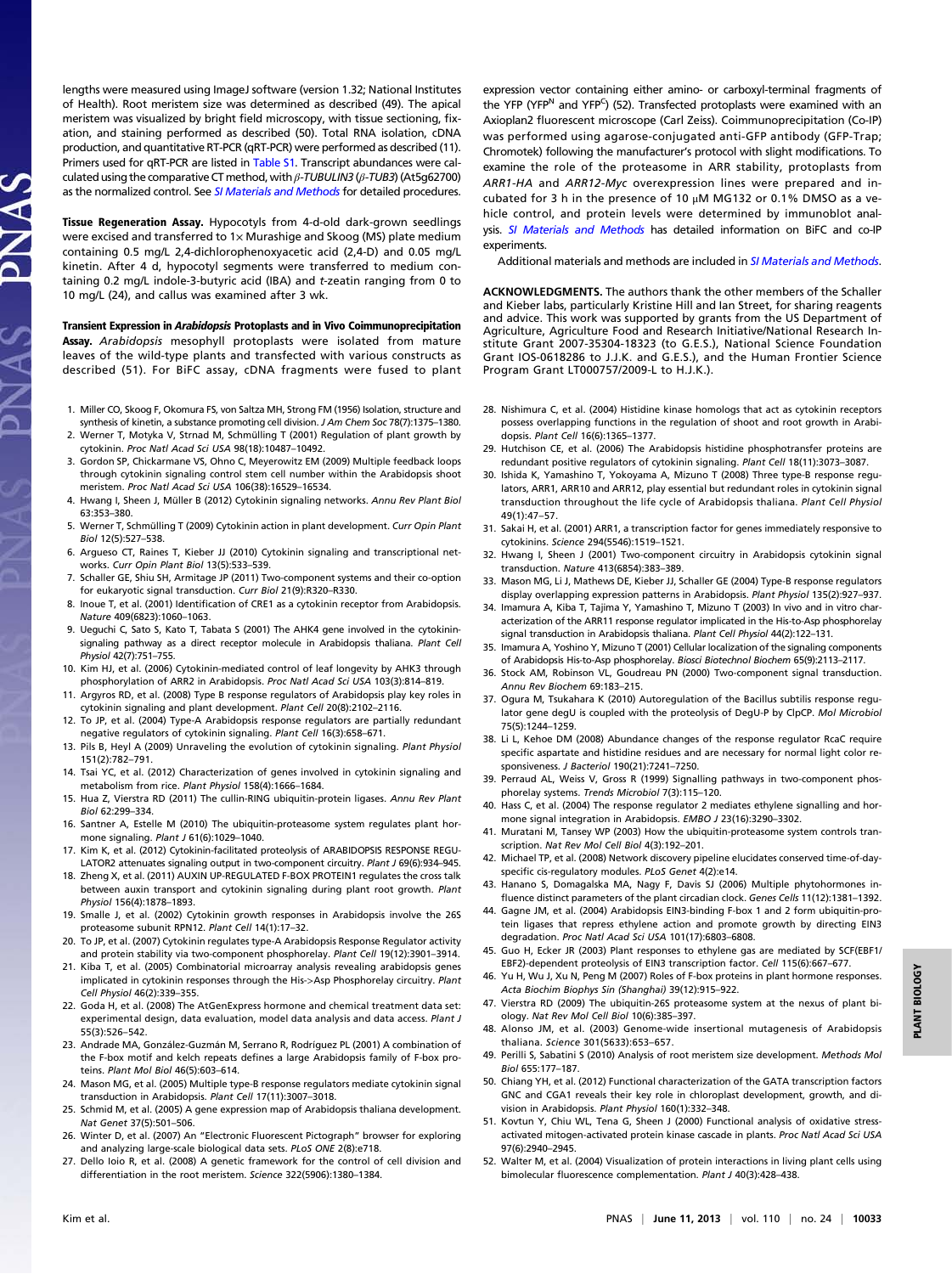lengths were measured using ImageJ software (version 1.32; National Institutes of Health). Root meristem size was determined as described (49). The apical meristem was visualized by bright field microscopy, with tissue sectioning, fixation, and staining performed as described (50). Total RNA isolation, cDNA production, and quantitative RT-PCR (qRT-PCR) were performed as described (11). Primers used for qRT-PCR are listed in Table S1. Transcript abundances were calculated using the comparative CT method, with $\beta$-*TUBULIN3* ($\beta$-*TUB3*) (At5g62700) as the normalized control. See *SI Materials and Methods* for detailed procedures.

**Tissue Regeneration Assay.** Hypocotyls from 4-d-old dark-grown seedlings were excised and transferred to 1× Murashige and Skoog (MS) plate medium containing 0.5 mg/L 2,4-dichlorophenoxyacetic acid (2,4-D) and 0.05 mg/L kinetin. After 4 d, hypocotyl segments were transferred to medium containing 0.2 mg/L indole-3-butyric acid (IBA) and *t*-zeatin ranging from 0 to 10 mg/L (24), and callus was examined after 3 wk.

**Transient Expression in *Arabidopsis* Protoplasts and in Vivo Coimmunoprecipitation Assay.** *Arabidopsis* mesophyll protoplasts were isolated from mature leaves of the wild-type plants and transfected with various constructs as described (51). For BiFC assay, cDNA fragments were fused to plant expression vector containing either amino- or carboxyl-terminal fragments of the YFP (YFP$^N$ and YFP$^C$) (52). Transfected protoplasts were examined with an Axioplan2 fluorescent microscope (Carl Zeiss). Coimmunoprecipitation (Co-IP) was performed using agarose-conjugated anti-GFP antibody (GFP-Trap; Chromotek) following the manufacturer's protocol with slight modifications. To examine the role of the proteasome in ARR stability, protoplasts from *ARR1-HA* and *ARR12-Myc* overexpression lines were prepared and incubated for 3 h in the presence of 10 μM MG132 or 0.1% DMSO as a vehicle control, and protein levels were determined by immunoblot analysis. *SI Materials and Methods* has detailed information on BiFC and co-IP experiments.

Additional materials and methods are included in *SI Materials and Methods*.

**ACKNOWLEDGMENTS.** The authors thank the other members of the Schaller and Kieber labs, particularly Kristine Hill and Ian Street, for sharing reagents and advice. This work was supported by grants from the US Department of Agriculture, Agriculture Food and Research Initiative/National Research Institute Grant 2007-35304-18323 (to G.E.S.), National Science Foundation Grant IOS-0618286 to J.J.K. and G.E.S.), and the Human Frontier Science Program Grant LT000757/2009-L to H.J.K.).

1. Miller CO, Skoog F, Okumura FS, von Saltza MH, Strong FM (1956) Isolation, structure and synthesis of kinetin, a substance promoting cell division. *J Am Chem Soc* 78(7):1375–1380.
2. Werner T, Motyka V, Strnad M, Schmülling T (2001) Regulation of plant growth by cytokinin. *Proc Natl Acad Sci USA* 98(18):10487–10492.
3. Gordon SP, Chickarmane VS, Ohno C, Meyerowitz EM (2009) Multiple feedback loops through cytokinin signaling control stem cell number within the Arabidopsis shoot meristem. *Proc Natl Acad Sci USA* 106(38):16529–16534.
4. Hwang I, Sheen J, Müller B (2012) Cytokinin signaling networks. *Annu Rev Plant Biol* 63:353–380.
5. Werner T, Schmülling T (2009) Cytokinin action in plant development. *Curr Opin Plant Biol* 12(5):527–538.
6. Argueso CT, Raines T, Kieber JJ (2010) Cytokinin signaling and transcriptional networks. *Curr Opin Plant Biol* 13(5):533–539.
7. Schaller GE, Shiu SH, Armitage JP (2011) Two-component systems and their co-option for eukaryotic signal transduction. *Curr Biol* 21(9):R320–R330.
8. Inoue T, et al. (2001) Identification of CRE1 as a cytokinin receptor from Arabidopsis. *Nature* 409(6823):1060–1063.
9. Ueguchi C, Sato S, Kato T, Tabata S (2001) The AHK4 gene involved in the cytokinin-signaling pathway as a direct receptor molecule in Arabidopsis thaliana. *Plant Cell Physiol* 42(7):751–755.
10. Kim HJ, et al. (2006) Cytokinin-mediated control of leaf longevity by AHK3 through phosphorylation of ARR2 in Arabidopsis. *Proc Natl Acad Sci USA* 103(3):814–819.
11. Argyros RD, et al. (2008) Type B response regulators of Arabidopsis play key roles in cytokinin signaling and plant development. *Plant Cell* 20(8):2102–2116.
12. To JP, et al. (2004) Type-A Arabidopsis response regulators are partially redundant negative regulators of cytokinin signaling. *Plant Cell* 16(3):658–671.
13. Pils B, Heyl A (2009) Unraveling the evolution of cytokinin signaling. *Plant Physiol* 151(2):782–791.
14. Tsai YC, et al. (2012) Characterization of genes involved in cytokinin signaling and metabolism from rice. *Plant Physiol* 158(4):1666–1684.
15. Hua Z, Vierstra RD (2011) The cullin-RING ubiquitin-protein ligases. *Annu Rev Plant Biol* 62:299–334.
16. Santner A, Estelle M (2010) The ubiquitin-proteasome system regulates plant hormone signaling. *Plant J* 61(6):1029–1040.
17. Kim K, et al. (2012) Cytokinin-facilitated proteolysis of ARABIDOPSIS RESPONSE REGULATOR2 attenuates signaling output in two-component circuitry. *Plant J* 69(6):934–945.
18. Zheng X, et al. (2011) AUXIN UP-REGULATED F-BOX PROTEIN1 regulates the cross talk between auxin transport and cytokinin signaling during plant root growth. *Plant Physiol* 156(4):1878–1893.
19. Smalle J, et al. (2002) Cytokinin growth responses in Arabidopsis involve the 26S proteasome subunit RPN12. *Plant Cell* 14(1):17–32.
20. To JP, et al. (2007) Cytokinin regulates type-A Arabidopsis Response Regulator activity and protein stability via two-component phosphorelay. *Plant Cell* 19(12):3901–3914.
21. Kiba T, et al. (2005) Combinatorial microarray analysis revealing arabidopsis genes implicated in cytokinin responses through the His->Asp Phosphorelay circuitry. *Plant Cell Physiol* 46(2):339–355.
22. Goda H, et al. (2008) The AtGenExpress hormone and chemical treatment data set: experimental design, data evaluation, model data analysis and data access. *Plant J* 55(3):526–542.
23. Andrade MA, González-Guzmán M, Serrano R, Rodríguez PL (2001) A combination of the F-box motif and kelch repeats defines a large Arabidopsis family of F-box proteins. *Plant Mol Biol* 46(5):603–614.
24. Mason MG, et al. (2005) Multiple type-B response regulators mediate cytokinin signal transduction in Arabidopsis. *Plant Cell* 17(11):3007–3018.
25. Schmid M, et al. (2005) A gene expression map of Arabidopsis thaliana development. *Nat Genet* 37(5):501–506.
26. Winter D, et al. (2007) An "Electronic Fluorescent Pictograph" browser for exploring and analyzing large-scale biological data sets. *PLoS ONE* 2(8):e718.
27. Dello Ioio R, et al. (2008) A genetic framework for the control of cell division and differentiation in the root meristem. *Science* 322(5906):1380–1384.
28. Nishimura C, et al. (2004) Histidine kinase homologs that act as cytokinin receptors possess overlapping functions in the regulation of shoot and root growth in Arabidopsis. *Plant Cell* 16(6):1365–1377.
29. Hutchison CE, et al. (2006) The Arabidopsis histidine phosphotransfer proteins are redundant positive regulators of cytokinin signaling. *Plant Cell* 18(11):3073–3087.
30. Ishida K, Yamashino T, Yokoyama A, Mizuno T (2008) Three type-B response regulators, ARR1, ARR10 and ARR12, play essential but redundant roles in cytokinin signal transduction throughout the life cycle of Arabidopsis thaliana. *Plant Cell Physiol* 49(1):47–57.
31. Sakai H, et al. (2001) ARR1, a transcription factor for genes immediately responsive to cytokinins. *Science* 294(5546):1519–1521.
32. Hwang I, Sheen J (2001) Two-component circuitry in Arabidopsis cytokinin signal transduction. *Nature* 413(6854):383–389.
33. Mason MG, Li J, Mathews DE, Kieber JJ, Schaller GE (2004) Type-B response regulators display overlapping expression patterns in Arabidopsis. *Plant Physiol* 135(2):927–937.
34. Imamura A, Kiba T, Tajima Y, Yamashino T, Mizuno T (2003) In vivo and in vitro characterization of the ARR11 response regulator implicated in the His-to-Asp phosphorelay signal transduction in Arabidopsis thaliana. *Plant Cell Physiol* 44(2):122–131.
35. Imamura A, Yoshino Y, Mizuno T (2001) Cellular localization of the signaling components of Arabidopsis His-to-Asp phosphorelay. *Biosci Biotechnol Biochem* 65(9):2113–2117.
36. Stock AM, Robinson VL, Goudreau PN (2000) Two-component signal transduction. *Annu Rev Biochem* 69:183–215.
37. Ogura M, Tsukahara K (2010) Autoregulation of the Bacillus subtilis response regulator gene degU is coupled with the proteolysis of DegU-P by ClpCP. *Mol Microbiol* 75(5):1244–1259.
38. Li L, Kehoe DM (2008) Abundance changes of the response regulator RcaC require specific aspartate and histidine residues and are necessary for normal light color responsiveness. *J Bacteriol* 190(21):7241–7250.
39. Perraud AL, Weiss V, Gross R (1999) Signalling pathways in two-component phosphorelay systems. *Trends Microbiol* 7(3):115–120.
40. Hass C, et al. (2004) The response regulator 2 mediates ethylene signalling and hormone signal integration in Arabidopsis. *EMBO J* 23(16):3290–3302.
41. Muratani M, Tansey WP (2003) How the ubiquitin-proteasome system controls transcription. *Nat Rev Mol Cell Biol* 4(3):192–201.
42. Michael TP, et al. (2008) Network discovery pipeline elucidates conserved time-of-day-specific cis-regulatory modules. *PLoS Genet* 4(2):e14.
43. Hanano S, Domagalska MA, Nagy F, Davis SJ (2006) Multiple phytohormones influence distinct parameters of the plant circadian clock. *Genes Cells* 11(12):1381–1392.
44. Gagne JM, et al. (2004) Arabidopsis EIN3-binding F-box 1 and 2 form ubiquitin-protein ligases that repress ethylene action and promote growth by directing EIN3 degradation. *Proc Natl Acad Sci USA* 101(17):6803–6808.
45. Guo H, Ecker JR (2003) Plant responses to ethylene gas are mediated by SCF(EBF1/EBF2)-dependent proteolysis of EIN3 transcription factor. *Cell* 115(6):667–677.
46. Yu H, Wu J, Xu N, Peng M (2007) Roles of F-box proteins in plant hormone responses. *Acta Biochim Biophys Sin (Shanghai)* 39(12):915–922.
47. Vierstra RD (2009) The ubiquitin-26S proteasome system at the nexus of plant biology. *Nat Rev Mol Cell Biol* 10(6):385–397.
48. Alonso JM, et al. (2003) Genome-wide insertional mutagenesis of Arabidopsis thaliana. *Science* 301(5633):653–657.
49. Perilli S, Sabatini S (2010) Analysis of root meristem size development. *Methods Mol Biol* 655:177–187.
50. Chiang YH, et al. (2012) Functional characterization of the GATA transcription factors GNC and CGA1 reveals their key role in chloroplast development, growth, and division in Arabidopsis. *Plant Physiol* 160(1):332–348.
51. Kovtun Y, Chiu WL, Tena G, Sheen J (2000) Functional analysis of oxidative stress-activated mitogen-activated protein kinase cascade in plants. *Proc Natl Acad Sci USA* 97(6):2940–2945.
52. Walter M, et al. (2004) Visualization of protein interactions in living plant cells using bimolecular fluorescence complementation. *Plant J* 40(3):428–438.